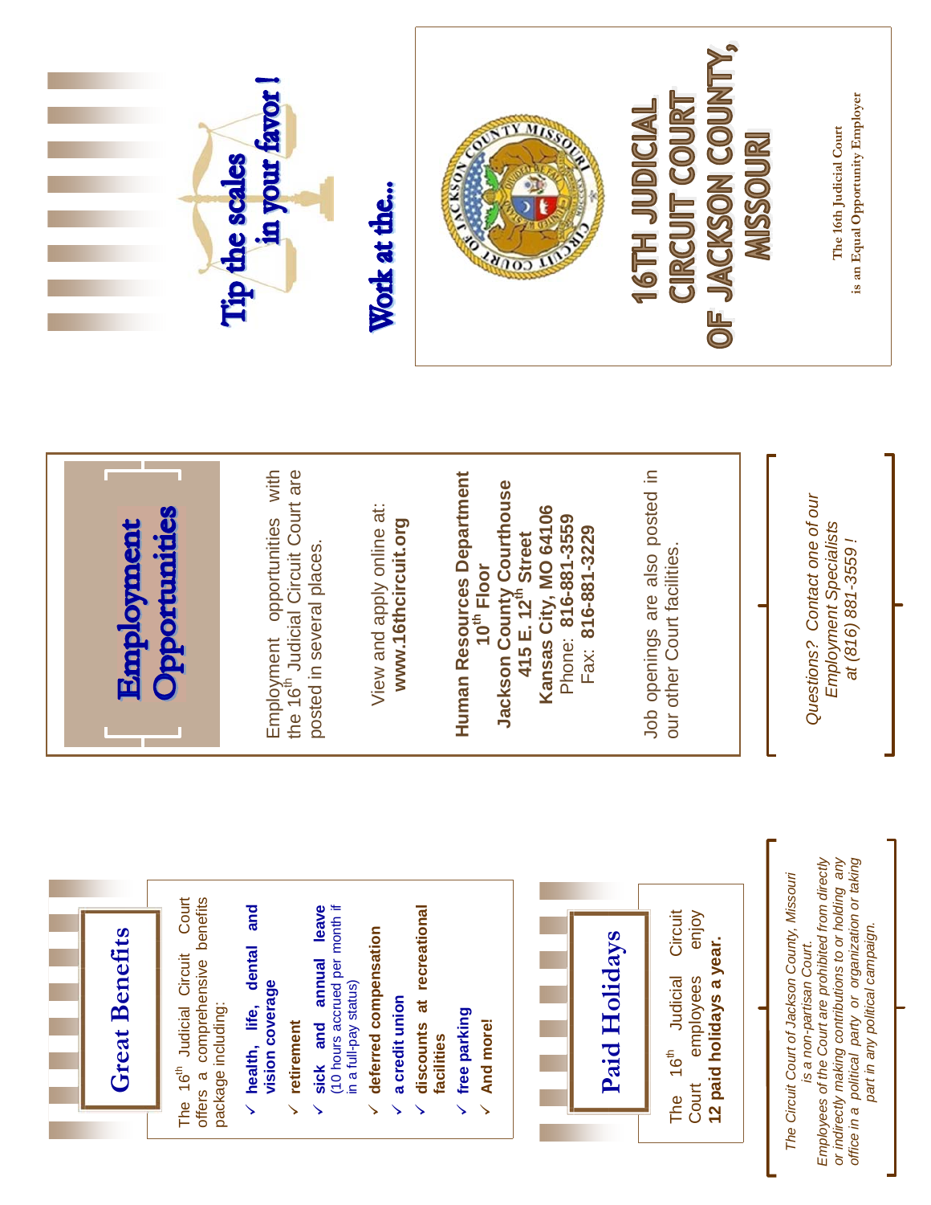## Great Benefits

The 16th Judicial Circuit Court offers a comprehensive benefits package including:

- ✓ **health, life, dental and vision coverage**
- ✓ **retirement**
- ✓ **sick and annual leave** (10 hours accrued per month if in a full-pay status)
- ✓ **deferred compensation**
- ✓ **a credit union**
- ✓ **discounts at recreational facilities**
- ✓ **free parking**
- ✓ **And more!**

## Paid Holidays

The 16th Judicial Circuit Court employees enjoy **12 paid holidays a year.**

*The Circuit Court of Jackson County, Missouri is a non-partisan Court.*
*Employees of the Court are prohibited from directly or indirectly making contributions to or holding any office in a political party or organization or taking part in any political campaign.*

## Employment Opportunities

Employment opportunities with the 16th Judicial Circuit Court are posted in several places.

View and apply online at:
**www.16thcircuit.org**

**Human Resources Department**
**10th Floor**
**Jackson County Courthouse**
**415 E. 12th Street**
**Kansas City, MO 64106**
Phone: **816-881-3559**
Fax: **816-881-3229**

Job openings are also posted in our other Court facilities.

*Questions? Contact one of our Employment Specialists at (816) 881-3559 !*

# Tip the scales in your favor !

## Work at the...

# 16TH JUDICIAL CIRCUIT COURT OF JACKSON COUNTY, MISSOURI

The 16th Judicial Court is an Equal Opportunity Employer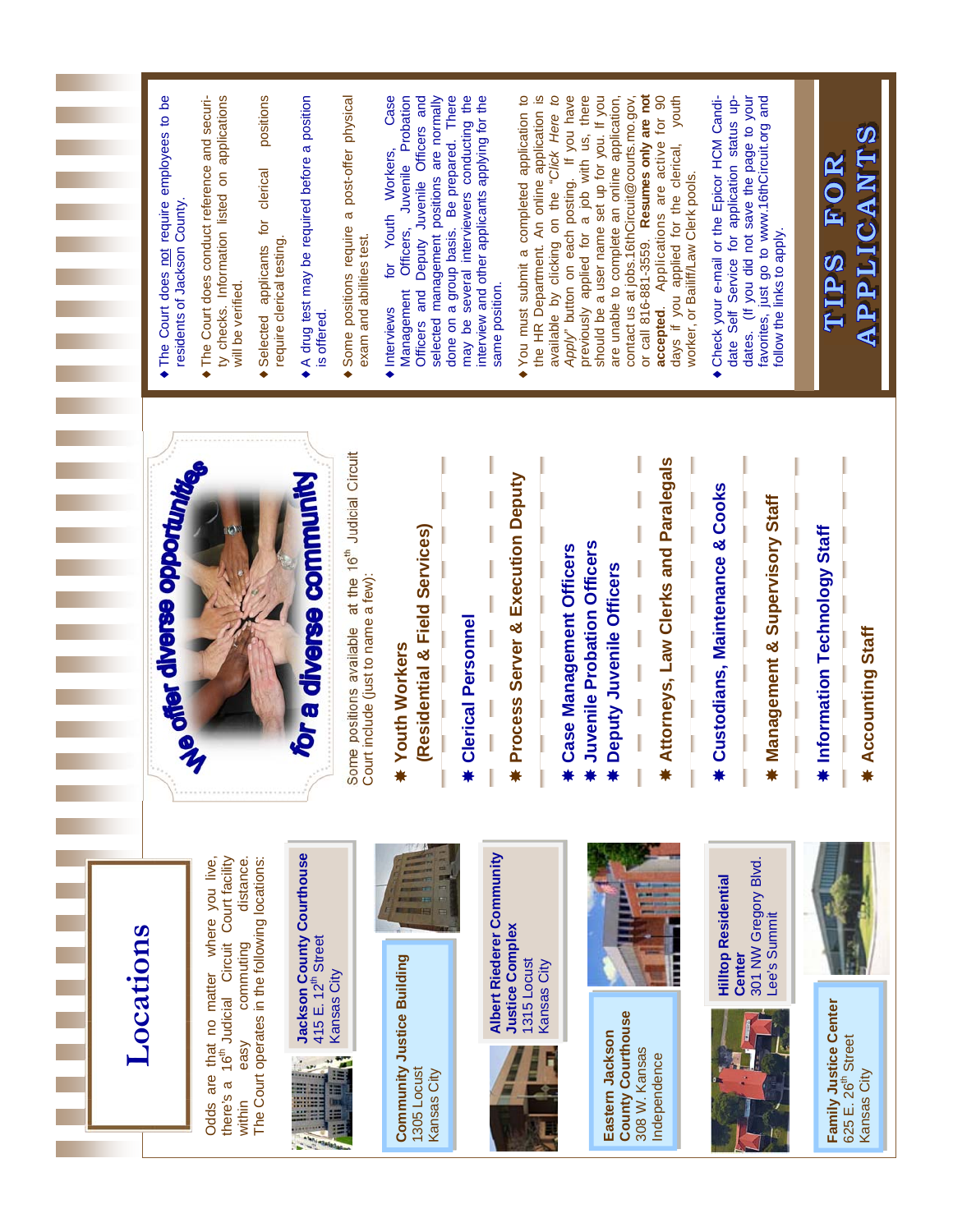# Locations

Odds are that no matter where you live, there's a 16th Judicial Circuit Court facility within easy commuting distance. The Court operates in the following locations:

**Jackson County Courthouse**
415 E. 12th Street
Kansas City

**Community Justice Building**
1305 Locust
Kansas City

**Albert Riederer Community Justice Complex**
1315 Locust
Kansas City

**Eastern Jackson County Courthouse**
308 W. Kansas
Independence

**Hilltop Residential Center**
301 NW Gregory Blvd.
Lee's Summit

**Family Justice Center**
625 E. 26th Street
Kansas City

## We offer diverse opportunities for a diverse community

Some positions available at the 16th Judicial Circuit Court include (just to name a few):

- **Youth Workers (Residential & Field Services)**
- **Clerical Personnel**
- **Process Server & Execution Deputy**
- **Case Management Officers**
- **Juvenile Probation Officers**
- **Deputy Juvenile Officers**
- **Attorneys, Law Clerks and Paralegals**
- **Custodians, Maintenance & Cooks**
- **Management & Supervisory Staff**
- **Information Technology Staff**
- **Accounting Staff**

## TIPS FOR APPLICANTS

- The Court does not require employees to be residents of Jackson County.
- The Court does conduct reference and security checks. Information listed on applications will be verified.
- Selected applicants for clerical positions require clerical testing.
- A drug test may be required before a position is offered.
- Some positions require a post-offer physical exam and abilities test.
- Interviews for Youth Workers, Case Management Officers, Juvenile Probation Officers and Deputy Juvenile Officers and selected management positions are normally done on a group basis. Be prepared. There may be several interviewers conducting the interview and other applicants applying for the same position.
- You must submit a completed application to the HR Department. An online application is available by clicking on the *"Click Here to Apply"* button on each posting. If you have previously applied for a job with us, there should be a user name set up for you. If you are unable to complete an online application, contact us at jobs.16thCircuit@courts.mo.gov, or call 816-881-3559. **Resumes only are not accepted**. Applications are active for 90 days if you applied for the clerical, youth worker, or Bailiff/Law Clerk pools.
- Check your e-mail or the Epicor HCM Candidate Self Service for application status updates. (If you did not save the page to your favorites, just go to www.16thCircuit.org and follow the links to apply.